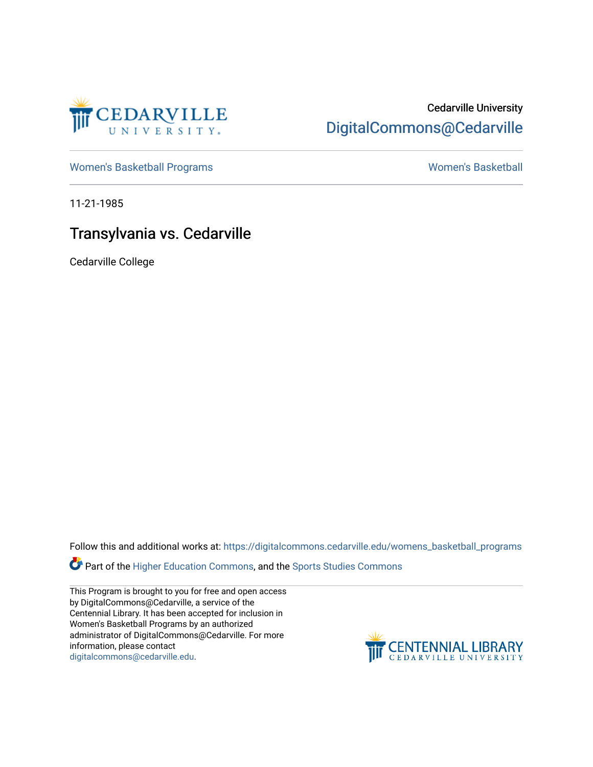Cedarville University

DigitalCommons@Cedarville

Women's Basketball Programs

Women's Basketball

11-21-1985

# Transylvania vs. Cedarville

Cedarville College

Follow this and additional works at: https://digitalcommons.cedarville.edu/womens_basketball_programs

Part of the Higher Education Commons, and the Sports Studies Commons

This Program is brought to you for free and open access by DigitalCommons@Cedarville, a service of the Centennial Library. It has been accepted for inclusion in Women's Basketball Programs by an authorized administrator of DigitalCommons@Cedarville. For more information, please contact digitalcommons@cedarville.edu.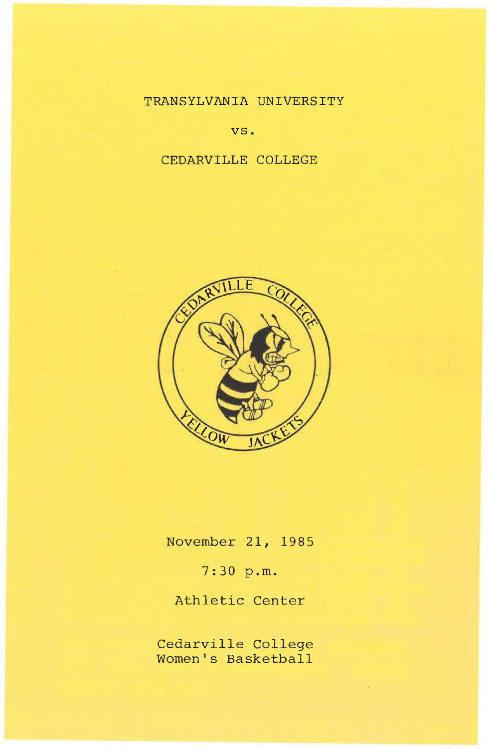TRANSYLVANIA UNIVERSITY

vs.

CEDARVILLE COLLEGE

CEDARVILLE COLLEGE YELLOW JACKETS

November 21, 1985

7:30 p.m.

Athletic Center

Cedarville College Women's Basketball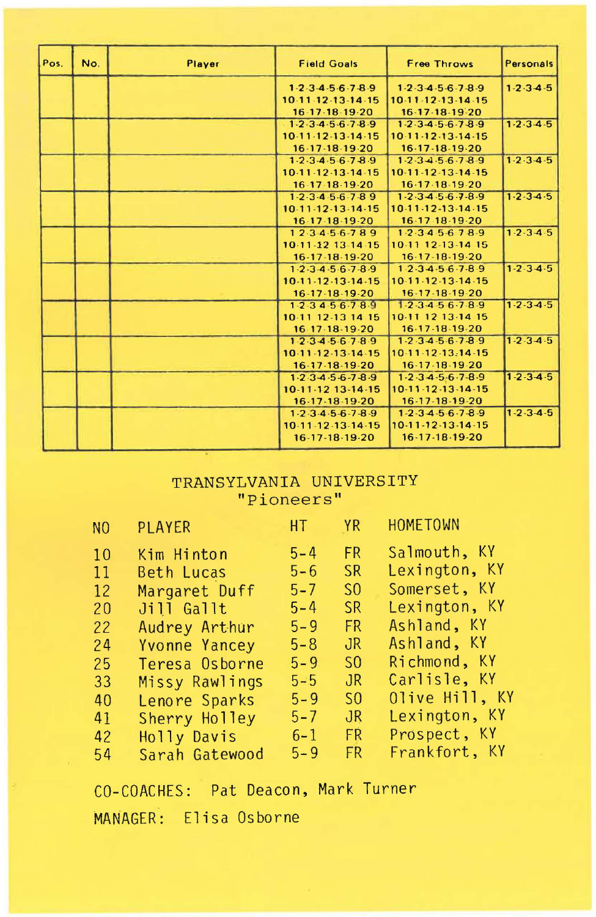| Pos. | No. | Player | Field Goals | Free Throws | Personals |
|---|---|---|---|---|---|
| | | | 1-2-3-4-5-6-7-8-9 10-11-12-13-14-15 16-17-18-19-20 | 1-2-3-4-5-6-7-8-9 10-11-12-13-14-15 16-17-18-19-20 | 1-2-3-4-5 |
| | | | 1-2-3-4-5-6-7-8-9 10-11-12-13-14-15 16-17-18-19-20 | 1-2-3-4-5-6-7-8-9 10-11-12-13-14-15 16-17-18-19-20 | 1-2-3-4-5 |
| | | | 1-2-3-4-5-6-7-8-9 10-11-12-13-14-15 16-17-18-19-20 | 1-2-3-4-5-6-7-8-9 10-11-12-13-14-15 16-17-18-19-20 | 1-2-3-4-5 |
| | | | 1-2-3-4-5-6-7-8-9 10-11-12-13-14-15 16-17-18-19-20 | 1-2-3-4-5-6-7-8-9 10-11-12-13-14-15 16-17-18-19-20 | 1-2-3-4-5 |
| | | | 1-2-3-4-5-6-7-8-9 10-11-12-13-14-15 16-17-18-19-20 | 1-2-3-4-5-6-7-8-9 10-11-12-13-14-15 16-17-18-19-20 | 1-2-3-4-5 |
| | | | 1-2-3-4-5-6-7-8-9 10-11-12-13-14-15 16-17-18-19-20 | 1-2-3-4-5-6-7-8-9 10-11-12-13-14-15 16-17-18-19-20 | 1-2-3-4-5 |
| | | | 1-2-3-4-5-6-7-8-9 10-11-12-13-14-15 16-17-18-19-20 | 1-2-3-4-5-6-7-8-9 10-11-12-13-14-15 16-17-18-19-20 | 1-2-3-4-5 |
| | | | 1-2-3-4-5-6-7-8-9 10-11-12-13-14-15 16-17-18-19-20 | 1-2-3-4-5-6-7-8-9 10-11-12-13-14-15 16-17-18-19-20 | 1-2-3-4-5 |
| | | | 1-2-3-4-5-6-7-8-9 10-11-12-13-14-15 16-17-18-19-20 | 1-2-3-4-5-6-7-8-9 10-11-12-13-14-15 16-17-18-19-20 | 1-2-3-4-5 |
| | | | 1-2-3-4-5-6-7-8-9 10-11-12-13-14-15 16-17-18-19-20 | 1-2-3-4-5-6-7-8-9 10-11-12-13-14-15 16-17-18-19-20 | 1-2-3-4-5 |

## TRANSYLVANIA UNIVERSITY
## "Pioneers"

| NO | PLAYER | HT | YR | HOMETOWN |
|---|---|---|---|---|
| 10 | Kim Hinton | 5-4 | FR | Salmouth, KY |
| 11 | Beth Lucas | 5-6 | SR | Lexington, KY |
| 12 | Margaret Duff | 5-7 | SO | Somerset, KY |
| 20 | Jill Gallt | 5-4 | SR | Lexington, KY |
| 22 | Audrey Arthur | 5-9 | FR | Ashland, KY |
| 24 | Yvonne Yancey | 5-8 | JR | Ashland, KY |
| 25 | Teresa Osborne | 5-9 | SO | Richmond, KY |
| 33 | Missy Rawlings | 5-5 | JR | Carlisle, KY |
| 40 | Lenore Sparks | 5-9 | SO | Olive Hill, KY |
| 41 | Sherry Holley | 5-7 | JR | Lexington, KY |
| 42 | Holly Davis | 6-1 | FR | Prospect, KY |
| 54 | Sarah Gatewood | 5-9 | FR | Frankfort, KY |

CO-COACHES: Pat Deacon, Mark Turner

MANAGER: Elisa Osborne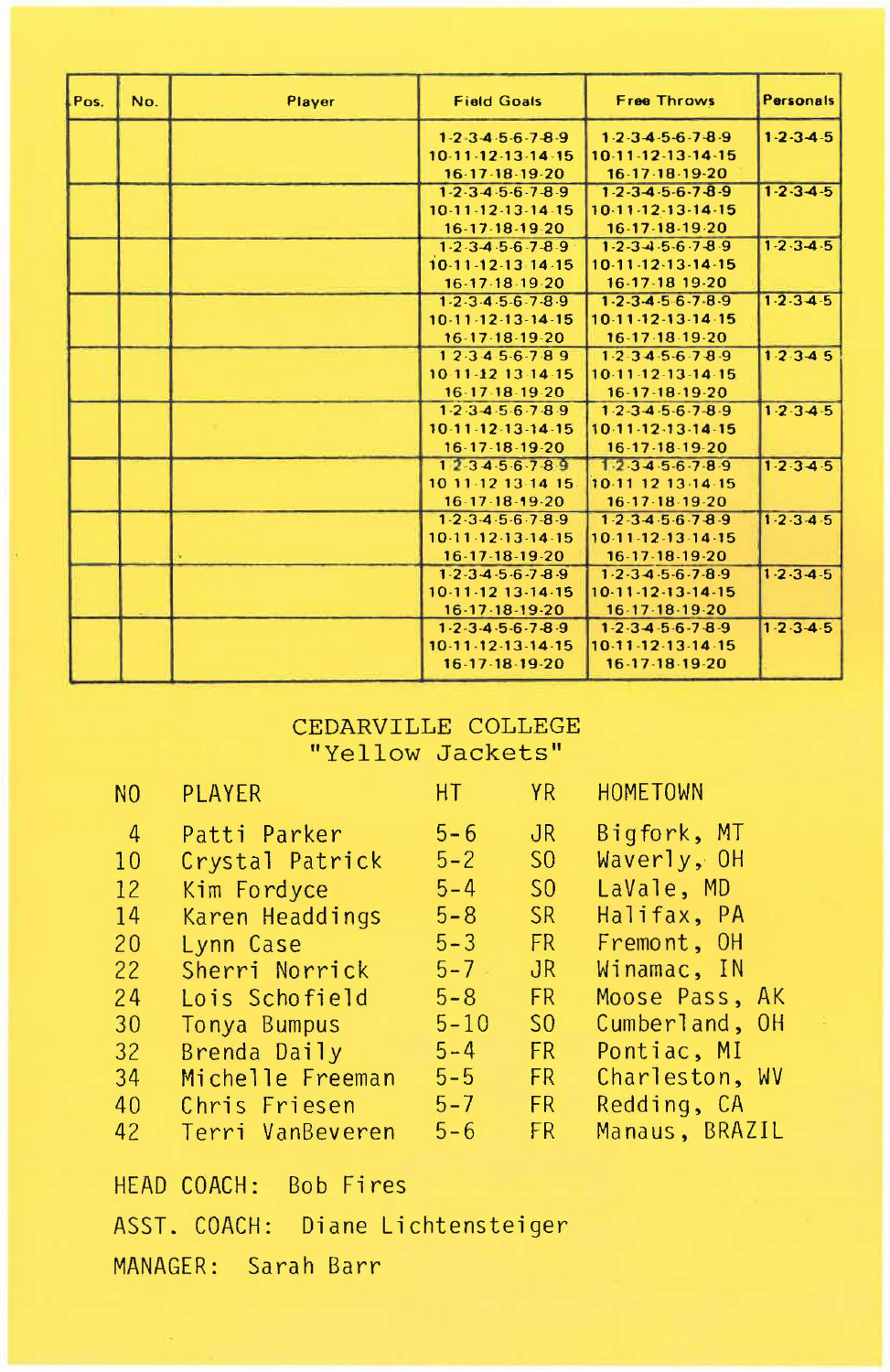| Pos. | No. | Player | Field Goals | Free Throws | Personals |
|---|---|---|---|---|---|
| | | | 1-2-3-4-5-6-7-8-9 10-11-12-13-14-15 16-17-18-19-20 | 1-2-3-4-5-6-7-8-9 10-11-12-13-14-15 16-17-18-19-20 | 1-2-3-4-5 |
| | | | 1-2-3-4-5-6-7-8-9 10-11-12-13-14-15 16-17-18-19-20 | 1-2-3-4-5-6-7-8-9 10-11-12-13-14-15 16-17-18-19-20 | 1-2-3-4-5 |
| | | | 1-2-3-4-5-6-7-8-9 10-11-12-13-14-15 16-17-18-19-20 | 1-2-3-4-5-6-7-8-9 10-11-12-13-14-15 16-17-18-19-20 | 1-2-3-4-5 |
| | | | 1-2-3-4-5-6-7-8-9 10-11-12-13-14-15 16-17-18-19-20 | 1-2-3-4-5-6-7-8-9 10-11-12-13-14-15 16-17-18-19-20 | 1-2-3-4-5 |
| | | | 1-2-3-4-5-6-7-8-9 10-11-12-13-14-15 16-17-18-19-20 | 1-2-3-4-5-6-7-8-9 10-11-12-13-14-15 16-17-18-19-20 | 1-2-3-4-5 |
| | | | 1-2-3-4-5-6-7-8-9 10-11-12-13-14-15 16-17-18-19-20 | 1-2-3-4-5-6-7-8-9 10-11-12-13-14-15 16-17-18-19-20 | 1-2-3-4-5 |
| | | | 1-2-3-4-5-6-7-8-9 10-11-12-13-14-15 16-17-18-19-20 | 1-2-3-4-5-6-7-8-9 10-11-12-13-14-15 16-17-18-19-20 | 1-2-3-4-5 |
| | | | 1-2-3-4-5-6-7-8-9 10-11-12-13-14-15 16-17-18-19-20 | 1-2-3-4-5-6-7-8-9 10-11-12-13-14-15 16-17-18-19-20 | 1-2-3-4-5 |
| | | | 1-2-3-4-5-6-7-8-9 10-11-12-13-14-15 16-17-18-19-20 | 1-2-3-4-5-6-7-8-9 10-11-12-13-14-15 16-17-18-19-20 | 1-2-3-4-5 |
| | | | 1-2-3-4-5-6-7-8-9 10-11-12-13-14-15 16-17-18-19-20 | 1-2-3-4-5-6-7-8-9 10-11-12-13-14-15 16-17-18-19-20 | 1-2-3-4-5 |

## CEDARVILLE COLLEGE
## "Yellow Jackets"

| NO | PLAYER | HT | YR | HOMETOWN |
|---|---|---|---|---|
| 4 | Patti Parker | 5-6 | JR | Bigfork, MT |
| 10 | Crystal Patrick | 5-2 | SO | Waverly, OH |
| 12 | Kim Fordyce | 5-4 | SO | LaVale, MD |
| 14 | Karen Headdings | 5-8 | SR | Halifax, PA |
| 20 | Lynn Case | 5-3 | FR | Fremont, OH |
| 22 | Sherri Norrick | 5-7 | JR | Winamac, IN |
| 24 | Lois Schofield | 5-8 | FR | Moose Pass, AK |
| 30 | Tonya Bumpus | 5-10 | SO | Cumberland, OH |
| 32 | Brenda Daily | 5-4 | FR | Pontiac, MI |
| 34 | Michelle Freeman | 5-5 | FR | Charleston, WV |
| 40 | Chris Friesen | 5-7 | FR | Redding, CA |
| 42 | Terri VanBeveren | 5-6 | FR | Manaus, BRAZIL |

HEAD COACH: Bob Fires

ASST. COACH: Diane Lichtensteiger

MANAGER: Sarah Barr